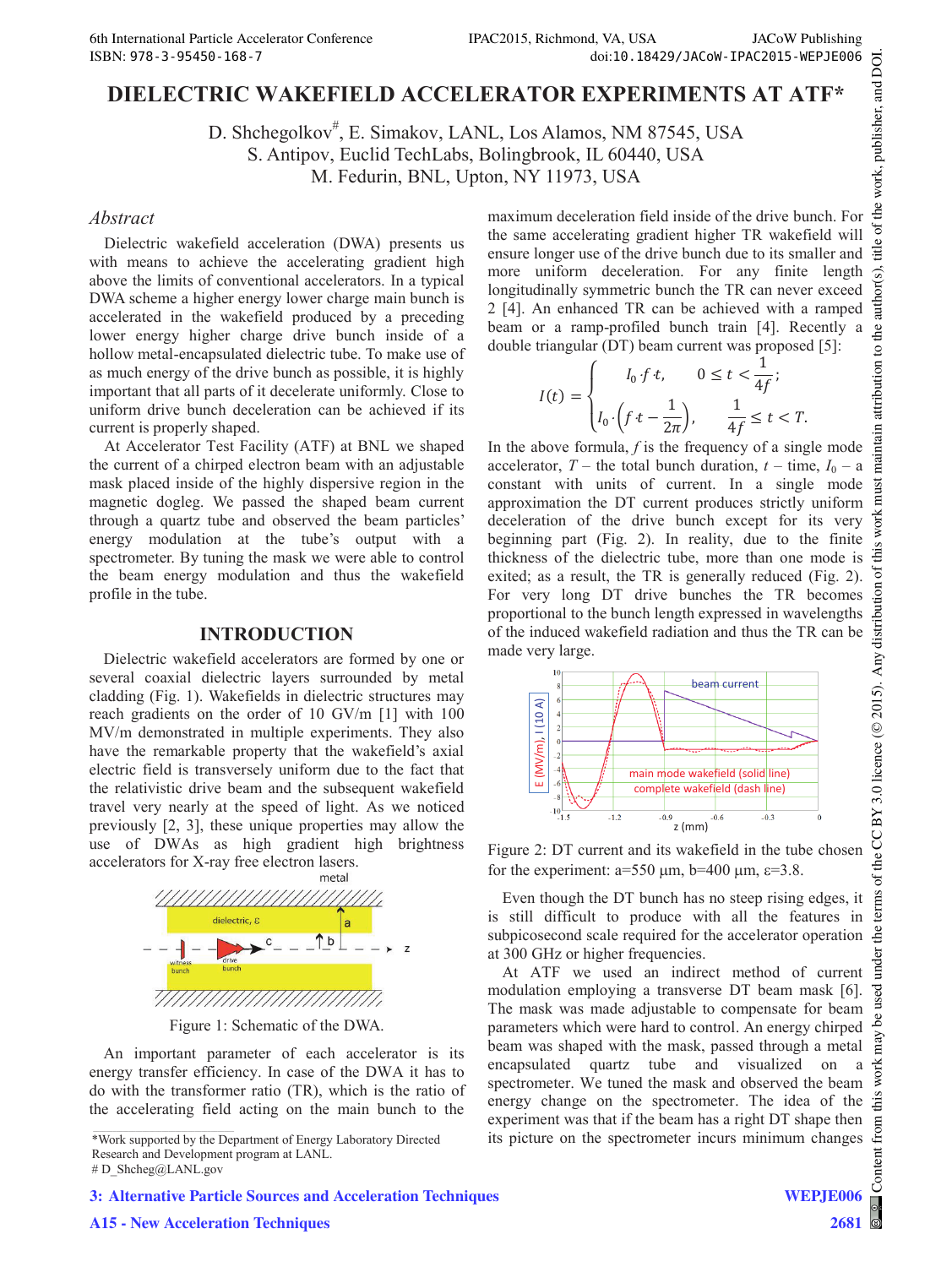# DIELECTRIC WAKEFIELD ACCELERATOR EXPERIMENTS AT ATF*

D. Shchegolkov#, E. Simakov, LANL, Los Alamos, NM 87545, USA
S. Antipov, Euclid TechLabs, Bolingbrook, IL 60440, USA
M. Fedurin, BNL, Upton, NY 11973, USA

## *Abstract*

Dielectric wakefield acceleration (DWA) presents us with means to achieve the accelerating gradient high above the limits of conventional accelerators. In a typical DWA scheme a higher energy lower charge main bunch is accelerated in the wakefield produced by a preceding lower energy higher charge drive bunch inside of a hollow metal-encapsulated dielectric tube. To make use of as much energy of the drive bunch as possible, it is highly important that all parts of it decelerate uniformly. Close to uniform drive bunch deceleration can be achieved if its current is properly shaped.

At Accelerator Test Facility (ATF) at BNL we shaped the current of a chirped electron beam with an adjustable mask placed inside of the highly dispersive region in the magnetic dogleg. We passed the shaped beam current through a quartz tube and observed the beam particles' energy modulation at the tube's output with a spectrometer. By tuning the mask we were able to control the beam energy modulation and thus the wakefield profile in the tube.

## INTRODUCTION

Dielectric wakefield accelerators are formed by one or several coaxial dielectric layers surrounded by metal cladding (Fig. 1). Wakefields in dielectric structures may reach gradients on the order of 10 GV/m [1] with 100 MV/m demonstrated in multiple experiments. They also have the remarkable property that the wakefield's axial electric field is transversely uniform due to the fact that the relativistic drive beam and the subsequent wakefield travel very nearly at the speed of light. As we noticed previously [2, 3], these unique properties may allow the use of DWAs as high gradient high brightness accelerators for X-ray free electron lasers.

Figure 1: Schematic of the DWA.

An important parameter of each accelerator is its energy transfer efficiency. In case of the DWA it has to do with the transformer ratio (TR), which is the ratio of the accelerating field acting on the main bunch to the maximum deceleration field inside of the drive bunch. For the same accelerating gradient higher TR wakefield will ensure longer use of the drive bunch due to its smaller and more uniform deceleration. For any finite length longitudinally symmetric bunch the TR can never exceed 2 [4]. An enhanced TR can be achieved with a ramped beam or a ramp-profiled bunch train [4]. Recently a double triangular (DT) beam current was proposed [5]:

$$I(t) = \begin{cases} I_0 \cdot f \cdot t, & 0 \le t < \dfrac{1}{4f}; \\ I_0 \cdot \left( f \cdot t - \dfrac{1}{2\pi} \right), & \dfrac{1}{4f} \le t < T. \end{cases}$$

In the above formula, $f$ is the frequency of a single mode accelerator, $T$ – the total bunch duration, $t$ – time, $I_0$ – a constant with units of current. In a single mode approximation the DT current produces strictly uniform deceleration of the drive bunch except for its very beginning part (Fig. 2). In reality, due to the finite thickness of the dielectric tube, more than one mode is exited; as a result, the TR is generally reduced (Fig. 2). For very long DT drive bunches the TR becomes proportional to the bunch length expressed in wavelengths of the induced wakefield radiation and thus the TR can be made very large.

Figure 2: DT current and its wakefield in the tube chosen for the experiment: a=550 μm, b=400 μm, ε=3.8.

Even though the DT bunch has no steep rising edges, it is still difficult to produce with all the features in subpicosecond scale required for the accelerator operation at 300 GHz or higher frequencies.

At ATF we used an indirect method of current modulation employing a transverse DT beam mask [6]. The mask was made adjustable to compensate for beam parameters which were hard to control. An energy chirped beam was shaped with the mask, passed through a metal encapsulated quartz tube and visualized on a spectrometer. We tuned the mask and observed the beam energy change on the spectrometer. The idea of the experiment was that if the beam has a right DT shape then its picture on the spectrometer incurs minimum changes

*Work supported by the Department of Energy Laboratory Directed Research and Development program at LANL.
# D_Shcheg@LANL.gov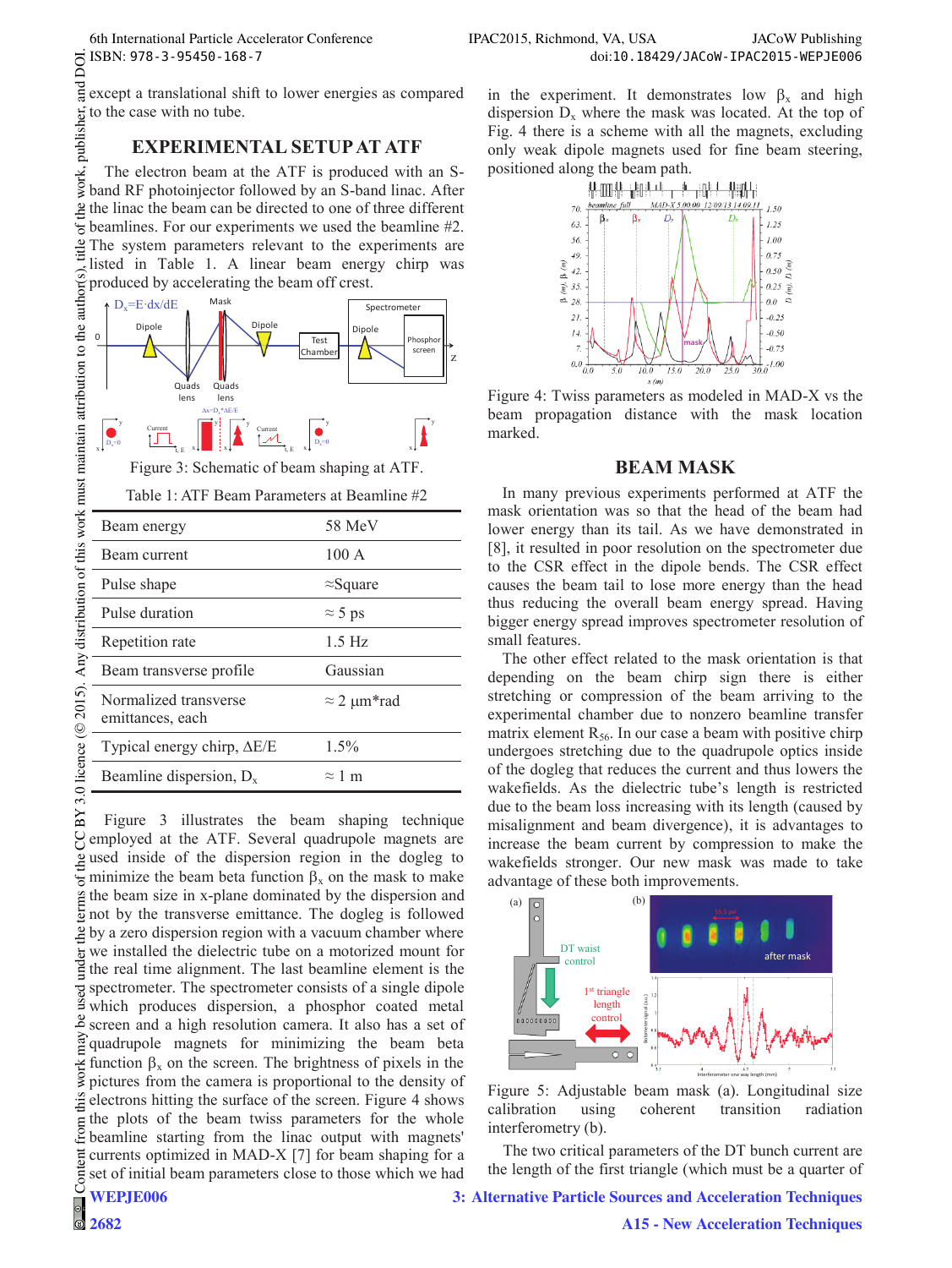except a translational shift to lower energies as compared to the case with no tube.

## EXPERIMENTAL SETUP AT ATF

The electron beam at the ATF is produced with an S-band RF photoinjector followed by an S-band linac. After the linac the beam can be directed to one of three different beamlines. For our experiments we used the beamline #2. The system parameters relevant to the experiments are listed in Table 1. A linear beam energy chirp was produced by accelerating the beam off crest.

Figure 3: Schematic of beam shaping at ATF.

Table 1: ATF Beam Parameters at Beamline #2

| | |
|---|---|
| Beam energy | 58 MeV |
| Beam current | 100 A |
| Pulse shape | ≈Square |
| Pulse duration | ≈ 5 ps |
| Repetition rate | 1.5 Hz |
| Beam transverse profile | Gaussian |
| Normalized transverse emittances, each | ≈ 2 µm*rad |
| Typical energy chirp, ΔE/E | 1.5% |
| Beamline dispersion, $D_x$ | ≈ 1 m |

Figure 3 illustrates the beam shaping technique employed at the ATF. Several quadrupole magnets are used inside of the dispersion region in the dogleg to minimize the beam beta function $\beta_x$ on the mask to make the beam size in x-plane dominated by the dispersion and not by the transverse emittance. The dogleg is followed by a zero dispersion region with a vacuum chamber where we installed the dielectric tube on a motorized mount for the real time alignment. The last beamline element is the spectrometer. The spectrometer consists of a single dipole which produces dispersion, a phosphor coated metal screen and a high resolution camera. It also has a set of quadrupole magnets for minimizing the beam beta function $\beta_x$ on the screen. The brightness of pixels in the pictures from the camera is proportional to the density of electrons hitting the surface of the screen. Figure 4 shows the plots of the beam twiss parameters for the whole beamline starting from the linac output with magnets' currents optimized in MAD-X [7] for beam shaping for a set of initial beam parameters close to those which we had in the experiment. It demonstrates low $\beta_x$ and high dispersion $D_x$ where the mask was located. At the top of Fig. 4 there is a scheme with all the magnets, excluding only weak dipole magnets used for fine beam steering, positioned along the beam path.

Figure 4: Twiss parameters as modeled in MAD-X vs the beam propagation distance with the mask location marked.

## BEAM MASK

In many previous experiments performed at ATF the mask orientation was so that the head of the beam had lower energy than its tail. As we have demonstrated in [8], it resulted in poor resolution on the spectrometer due to the CSR effect in the dipole bends. The CSR effect causes the beam tail to lose more energy than the head thus reducing the overall beam energy spread. Having bigger energy spread improves spectrometer resolution of small features.

The other effect related to the mask orientation is that depending on the beam chirp sign there is either stretching or compression of the beam arriving to the experimental chamber due to nonzero beamline transfer matrix element $R_{56}$. In our case a beam with positive chirp undergoes stretching due to the quadrupole optics inside of the dogleg that reduces the current and thus lowers the wakefields. As the dielectric tube's length is restricted due to the beam loss increasing with its length (caused by misalignment and beam divergence), it is advantages to increase the beam current by compression to make the wakefields stronger. Our new mask was made to take advantage of these both improvements.

Figure 5: Adjustable beam mask (a). Longitudinal size calibration using coherent transition radiation interferometry (b).

The two critical parameters of the DT bunch current are the length of the first triangle (which must be a quarter of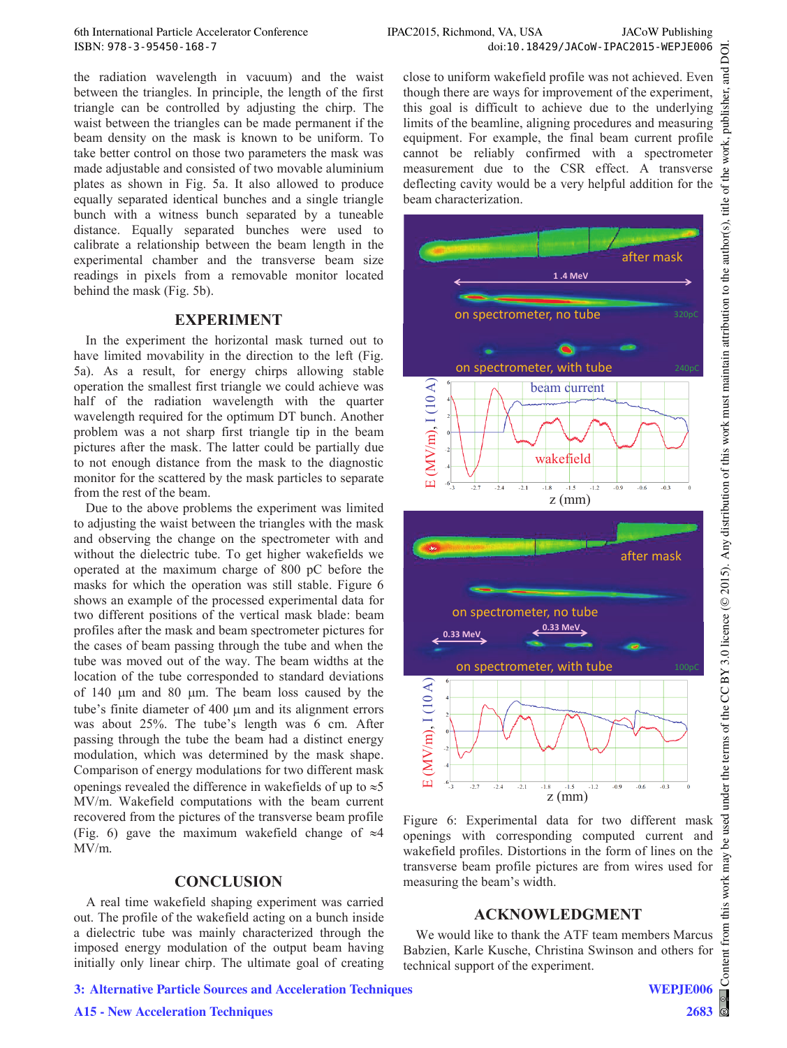the radiation wavelength in vacuum) and the waist between the triangles. In principle, the length of the first triangle can be controlled by adjusting the chirp. The waist between the triangles can be made permanent if the beam density on the mask is known to be uniform. To take better control on those two parameters the mask was made adjustable and consisted of two movable aluminium plates as shown in Fig. 5a. It also allowed to produce equally separated identical bunches and a single triangle bunch with a witness bunch separated by a tuneable distance. Equally separated bunches were used to calibrate a relationship between the beam length in the experimental chamber and the transverse beam size readings in pixels from a removable monitor located behind the mask (Fig. 5b).

## EXPERIMENT

In the experiment the horizontal mask turned out to have limited movability in the direction to the left (Fig. 5a). As a result, for energy chirps allowing stable operation the smallest first triangle we could achieve was half of the radiation wavelength with the quarter wavelength required for the optimum DT bunch. Another problem was a not sharp first triangle tip in the beam pictures after the mask. The latter could be partially due to not enough distance from the mask to the diagnostic monitor for the scattered by the mask particles to separate from the rest of the beam.

Due to the above problems the experiment was limited to adjusting the waist between the triangles with the mask and observing the change on the spectrometer with and without the dielectric tube. To get higher wakefields we operated at the maximum charge of 800 pC before the masks for which the operation was still stable. Figure 6 shows an example of the processed experimental data for two different positions of the vertical mask blade: beam profiles after the mask and beam spectrometer pictures for the cases of beam passing through the tube and when the tube was moved out of the way. The beam widths at the location of the tube corresponded to standard deviations of 140 μm and 80 μm. The beam loss caused by the tube's finite diameter of 400 μm and its alignment errors was about 25%. The tube's length was 6 cm. After passing through the tube the beam had a distinct energy modulation, which was determined by the mask shape. Comparison of energy modulations for two different mask openings revealed the difference in wakefields of up to ≈5 MV/m. Wakefield computations with the beam current recovered from the pictures of the transverse beam profile (Fig. 6) gave the maximum wakefield change of ≈4 MV/m.

## CONCLUSION

A real time wakefield shaping experiment was carried out. The profile of the wakefield acting on a bunch inside a dielectric tube was mainly characterized through the imposed energy modulation of the output beam having initially only linear chirp. The ultimate goal of creating close to uniform wakefield profile was not achieved. Even though there are ways for improvement of the experiment, this goal is difficult to achieve due to the underlying limits of the beamline, aligning procedures and measuring equipment. For example, the final beam current profile cannot be reliably confirmed with a spectrometer measurement due to the CSR effect. A transverse deflecting cavity would be a very helpful addition for the beam characterization.

Figure 6: Experimental data for two different mask openings with corresponding computed current and wakefield profiles. Distortions in the form of lines on the transverse beam profile pictures are from wires used for measuring the beam's width.

## ACKNOWLEDGMENT

We would like to thank the ATF team members Marcus Babzien, Karle Kusche, Christina Swinson and others for technical support of the experiment.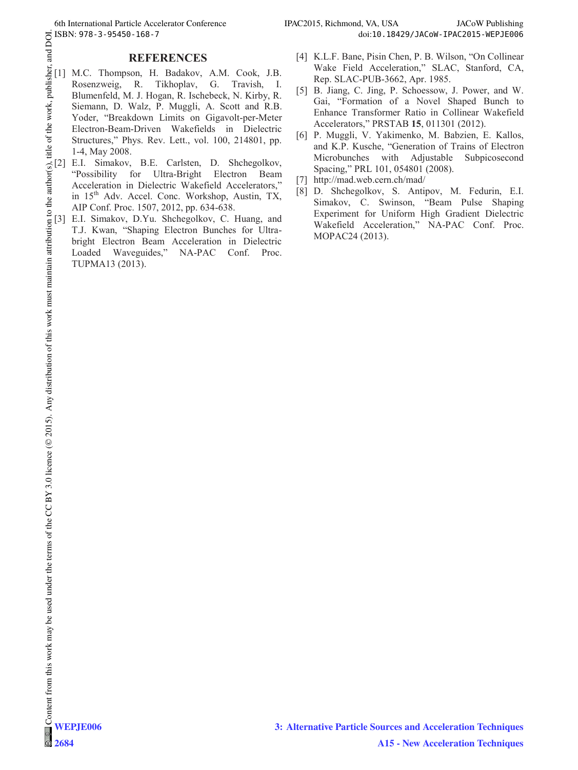## REFERENCES

[1] M.C. Thompson, H. Badakov, A.M. Cook, J.B. Rosenzweig, R. Tikhoplav, G. Travish, I. Blumenfeld, M. J. Hogan, R. Ischebeck, N. Kirby, R. Siemann, D. Walz, P. Muggli, A. Scott and R.B. Yoder, "Breakdown Limits on Gigavolt-per-Meter Electron-Beam-Driven Wakefields in Dielectric Structures," Phys. Rev. Lett., vol. 100, 214801, pp. 1-4, May 2008.

[2] E.I. Simakov, B.E. Carlsten, D. Shchegolkov, "Possibility for Ultra-Bright Electron Beam Acceleration in Dielectric Wakefield Accelerators," in 15th Adv. Accel. Conc. Workshop, Austin, TX, AIP Conf. Proc. 1507, 2012, pp. 634-638.

[3] E.I. Simakov, D.Yu. Shchegolkov, C. Huang, and T.J. Kwan, "Shaping Electron Bunches for Ultra-bright Electron Beam Acceleration in Dielectric Loaded Waveguides," NA-PAC Conf. Proc. TUPMA13 (2013).

[4] K.L.F. Bane, Pisin Chen, P. B. Wilson, "On Collinear Wake Field Acceleration," SLAC, Stanford, CA, Rep. SLAC-PUB-3662, Apr. 1985.

[5] B. Jiang, C. Jing, P. Schoessow, J. Power, and W. Gai, "Formation of a Novel Shaped Bunch to Enhance Transformer Ratio in Collinear Wakefield Accelerators," PRSTAB **15**, 011301 (2012).

[6] P. Muggli, V. Yakimenko, M. Babzien, E. Kallos, and K.P. Kusche, "Generation of Trains of Electron Microbunches with Adjustable Subpicosecond Spacing," PRL 101, 054801 (2008).

[7] http://mad.web.cern.ch/mad/

[8] D. Shchegolkov, S. Antipov, M. Fedurin, E.I. Simakov, C. Swinson, "Beam Pulse Shaping Experiment for Uniform High Gradient Dielectric Wakefield Acceleration," NA-PAC Conf. Proc. MOPAC24 (2013).